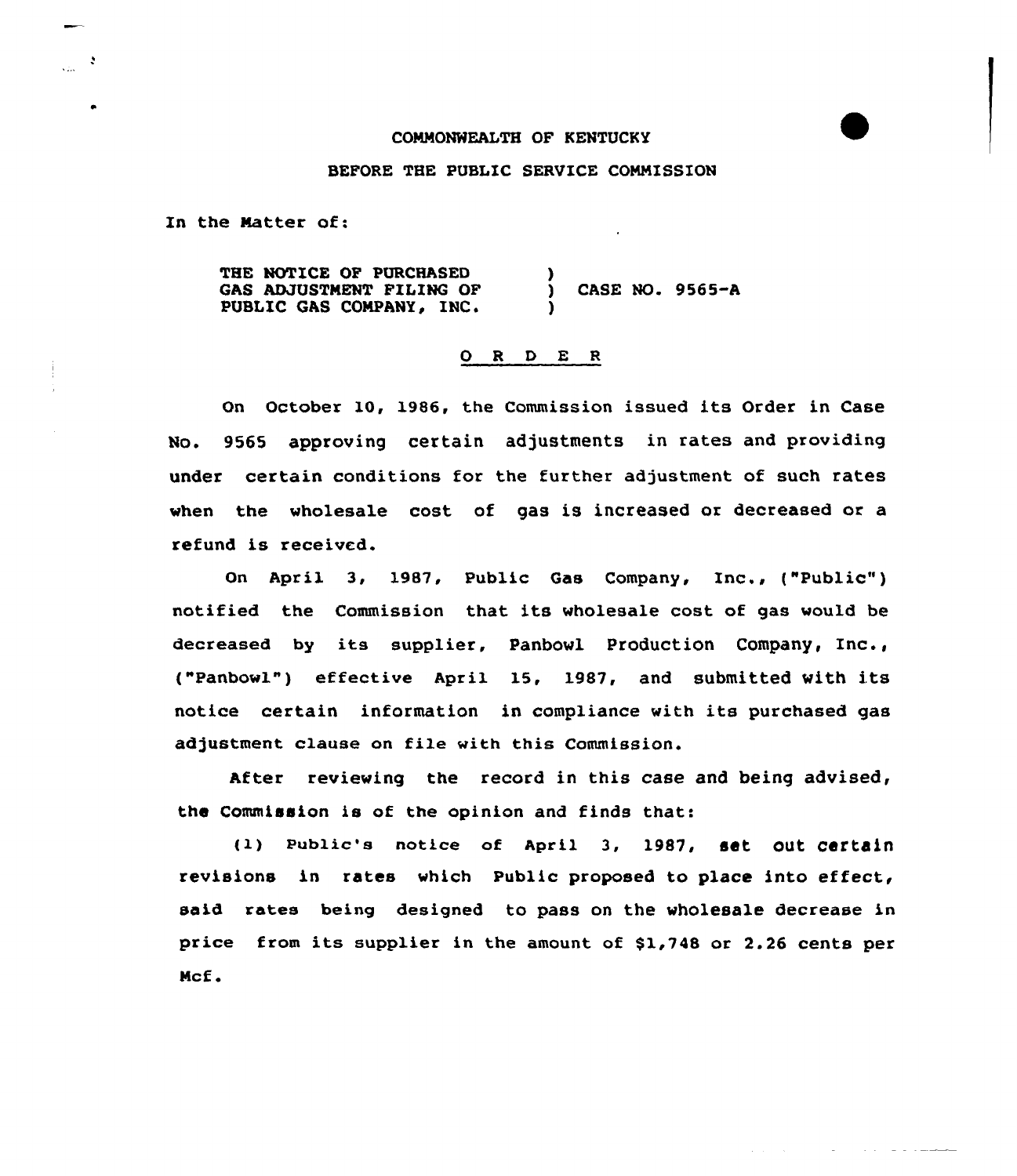COMMONWEALTH OF KENTUCKY

BEFORE THE PUBLIC SERVICE COMMISSION

In the Matter of:

| | | |
|---|---|---|
| THE NOTICE OF PURCHASED GAS ADJUSTMENT FILING OF PUBLIC GAS COMPANY, INC. | ) ) ) | CASE NO. 9565-A |

O R D E R

On October 10, 1986, the Commission issued its Order in Case No. 9565 approving certain adjustments in rates and providing under certain conditions for the further adjustment of such rates when the wholesale cost of gas is increased or decreased or a refund is received.

On April 3, 1987, Public Gas Company, Inc., ("Public") notified the Commission that its wholesale cost of gas would be decreased by its supplier, Panbowl Production Company, Inc., ("Panbowl") effective April 15, 1987, and submitted with its notice certain information in compliance with its purchased gas adjustment clause on file with this Commission.

After reviewing the record in this case and being advised, the Commission is of the opinion and finds that:

(1) Public's notice of April 3, 1987, set out certain revisions in rates which Public proposed to place into effect, said rates being designed to pass on the wholesale decrease in price from its supplier in the amount of $1,748 or 2.26 cents per Mcf.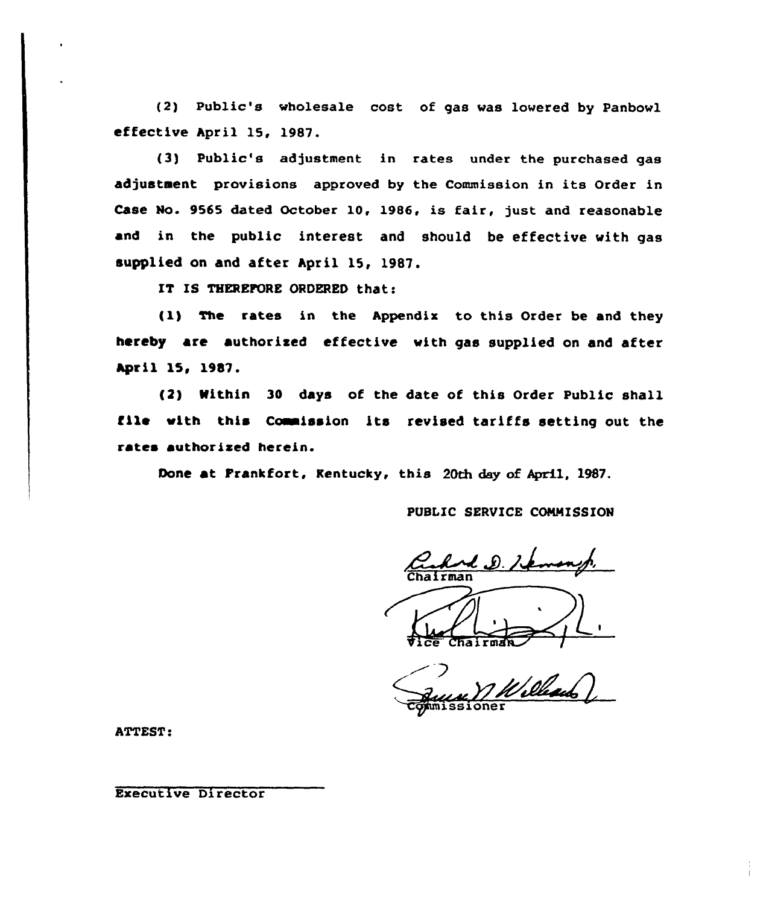(2) Public's wholesale cost of gas was lowered by Panbowl effective April 15, 1987.

(3) Public's adjustment in rates under the purchased gas adjustment provisions approved by the Commission in its Order in Case No. 9565 dated October 10, 1986, is fair, just and reasonable and in the public interest and should be effective with gas supplied on and after April 15, 1987.

IT IS THEREFORE ORDERED that:

(1) The rates in the Appendix to this Order be and they hereby are authorized effective with gas supplied on and after April 15, 1987.

(2) Within 30 days of the date of this Order Public shall file with this Commission its revised tariffs setting out the rates authorized herein.

Done at Frankfort, Kentucky, this 20th day of April, 1987.

PUBLIC SERVICE COMMISSION

Chairman

Vice Chairman

Commissioner

ATTEST:

Executive Director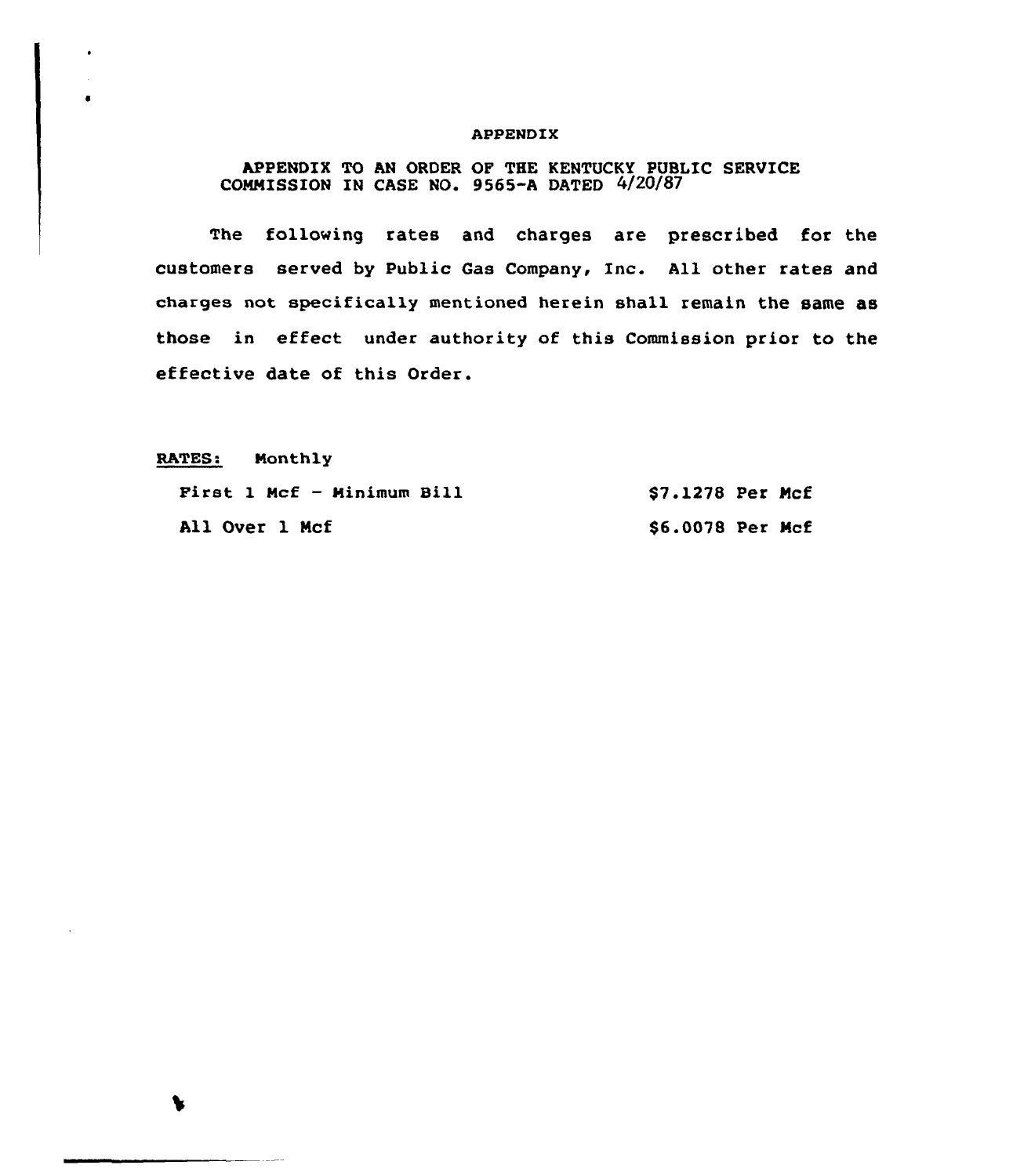# APPENDIX

APPENDIX TO AN ORDER OF THE KENTUCKY PUBLIC SERVICE COMMISSION IN CASE NO. 9565-A DATED 4/20/87

The following rates and charges are prescribed for the customers served by Public Gas Company, Inc. All other rates and charges not specifically mentioned herein shall remain the same as those in effect under authority of this Commission prior to the effective date of this Order.

**RATES:** Monthly

| | |
|---|---|
| First 1 Mcf - Minimum Bill | $7.1278 Per Mcf |
| All Over 1 Mcf | $6.0078 Per Mcf |